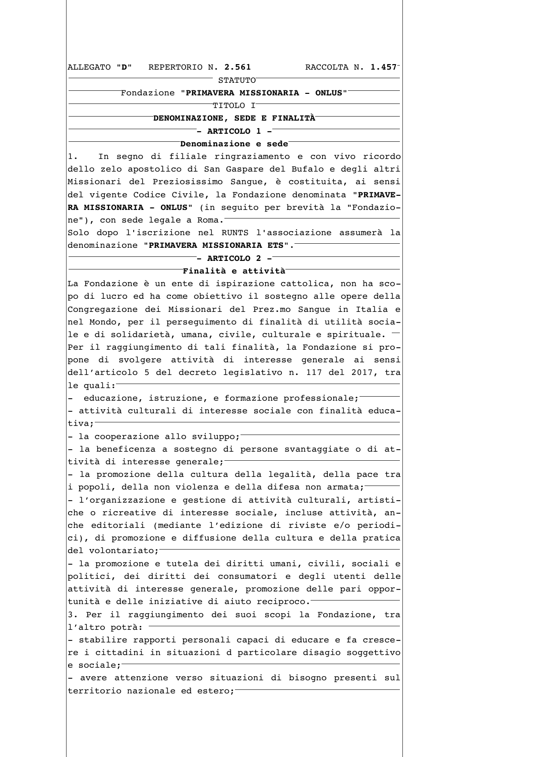ALLEGATO "**D**" REPERTORIO N. **2.561** RACCOLTA N. **1.457**

STATUTO

Fondazione "**PRIMAVERA MISSIONARIA - ONLUS**"

TITOLO I

**DENOMINAZIONE, SEDE E FINALITÀ**

**- ARTICOLO 1 -**

**Denominazione e sede**

1. In segno di filiale ringraziamento e con vivo ricordo dello zelo apostolico di San Gaspare del Bufalo e degli altri Missionari del Preziosissimo Sangue, è costituita, ai sensi del vigente Codice Civile, la Fondazione denominata "**PRIMAVERA MISSIONARIA - ONLUS**" (in seguito per brevità la "Fondazione"), con sede legale a Roma.

Solo dopo l'iscrizione nel RUNTS l'associazione assumerà la denominazione "**PRIMAVERA MISSIONARIA ETS**".

**- ARTICOLO 2 -**

**Finalità e attività**

La Fondazione è un ente di ispirazione cattolica, non ha scopo di lucro ed ha come obiettivo il sostegno alle opere della Congregazione dei Missionari del Prez.mo Sangue in Italia e nel Mondo, per il perseguimento di finalità di utilità sociale e di solidarietà, umana, civile, culturale e spirituale.

Per il raggiungimento di tali finalità, la Fondazione si propone di svolgere attività di interesse generale ai sensi dell'articolo 5 del decreto legislativo n. 117 del 2017, tra le quali:

- educazione, istruzione, e formazione professionale;
- attività culturali di interesse sociale con finalità educativa;
- la cooperazione allo sviluppo;
- la beneficenza a sostegno di persone svantaggiate o di attività di interesse generale;
- la promozione della cultura della legalità, della pace tra i popoli, della non violenza e della difesa non armata;
- l'organizzazione e gestione di attività culturali, artistiche o ricreative di interesse sociale, incluse attività, anche editoriali (mediante l'edizione di riviste e/o periodici), di promozione e diffusione della cultura e della pratica del volontariato;
- la promozione e tutela dei diritti umani, civili, sociali e politici, dei diritti dei consumatori e degli utenti delle attività di interesse generale, promozione delle pari opportunità e delle iniziative di aiuto reciproco.

3. Per il raggiungimento dei suoi scopi la Fondazione, tra l'altro potrà:

- stabilire rapporti personali capaci di educare e fa crescere i cittadini in situazioni d particolare disagio soggettivo e sociale;
- avere attenzione verso situazioni di bisogno presenti sul territorio nazionale ed estero;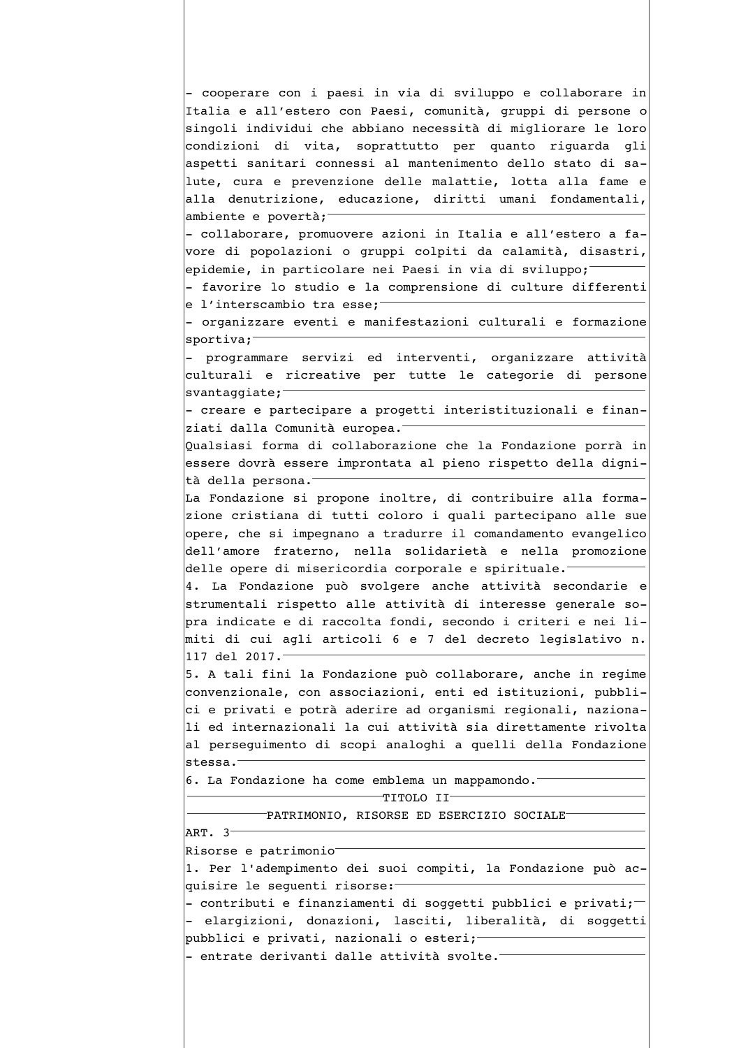- cooperare con i paesi in via di sviluppo e collaborare in Italia e all'estero con Paesi, comunità, gruppi di persone o singoli individui che abbiano necessità di migliorare le loro condizioni di vita, soprattutto per quanto riguarda gli aspetti sanitari connessi al mantenimento dello stato di salute, cura e prevenzione delle malattie, lotta alla fame e alla denutrizione, educazione, diritti umani fondamentali, ambiente e povertà;
- collaborare, promuovere azioni in Italia e all'estero a favore di popolazioni o gruppi colpiti da calamità, disastri, epidemie, in particolare nei Paesi in via di sviluppo;
- favorire lo studio e la comprensione di culture differenti e l'interscambio tra esse;
- organizzare eventi e manifestazioni culturali e formazione sportiva;
- programmare servizi ed interventi, organizzare attività culturali e ricreative per tutte le categorie di persone svantaggiate;
- creare e partecipare a progetti interistituzionali e finanziati dalla Comunità europea.

Qualsiasi forma di collaborazione che la Fondazione porrà in essere dovrà essere improntata al pieno rispetto della dignità della persona.

La Fondazione si propone inoltre, di contribuire alla formazione cristiana di tutti coloro i quali partecipano alle sue opere, che si impegnano a tradurre il comandamento evangelico dell'amore fraterno, nella solidarietà e nella promozione delle opere di misericordia corporale e spirituale.

4. La Fondazione può svolgere anche attività secondarie e strumentali rispetto alle attività di interesse generale sopra indicate e di raccolta fondi, secondo i criteri e nei limiti di cui agli articoli 6 e 7 del decreto legislativo n. 117 del 2017.

5. A tali fini la Fondazione può collaborare, anche in regime convenzionale, con associazioni, enti ed istituzioni, pubblici e privati e potrà aderire ad organismi regionali, nazionali ed internazionali la cui attività sia direttamente rivolta al perseguimento di scopi analoghi a quelli della Fondazione stessa.

6. La Fondazione ha come emblema un mappamondo.

## TITOLO II

## PATRIMONIO, RISORSE ED ESERCIZIO SOCIALE

### ART. 3

### Risorse e patrimonio

1. Per l'adempimento dei suoi compiti, la Fondazione può acquisire le seguenti risorse:
- contributi e finanziamenti di soggetti pubblici e privati;
- elargizioni, donazioni, lasciti, liberalità, di soggetti pubblici e privati, nazionali o esteri;
- entrate derivanti dalle attività svolte.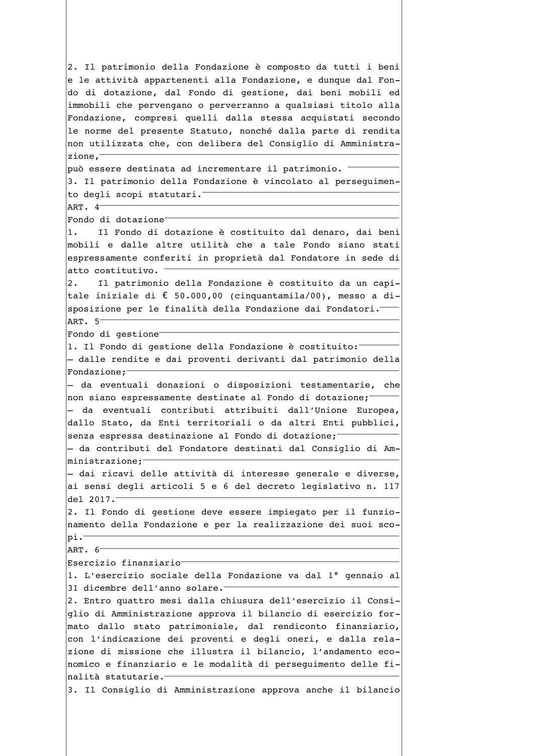2. Il patrimonio della Fondazione è composto da tutti i beni e le attività appartenenti alla Fondazione, e dunque dal Fondo di dotazione, dal Fondo di gestione, dai beni mobili ed immobili che pervengano o perverranno a qualsiasi titolo alla Fondazione, compresi quelli dalla stessa acquistati secondo le norme del presente Statuto, nonché dalla parte di rendita non utilizzata che, con delibera del Consiglio di Amministrazione,
può essere destinata ad incrementare il patrimonio.

3. Il patrimonio della Fondazione è vincolato al perseguimento degli scopi statutari.

ART. 4

Fondo di dotazione

1. Il Fondo di dotazione è costituito dal denaro, dai beni mobili e dalle altre utilità che a tale Fondo siano stati espressamente conferiti in proprietà dal Fondatore in sede di atto costitutivo.

2. Il patrimonio della Fondazione è costituito da un capitale iniziale di € 50.000,00 (cinquantamila/00), messo a disposizione per le finalità della Fondazione dai Fondatori.

ART. 5

Fondo di gestione

1. Il Fondo di gestione della Fondazione è costituito:
- dalle rendite e dai proventi derivanti dal patrimonio della Fondazione;
- da eventuali donazioni o disposizioni testamentarie, che non siano espressamente destinate al Fondo di dotazione;
- da eventuali contributi attribuiti dall'Unione Europea, dallo Stato, da Enti territoriali o da altri Enti pubblici, senza espressa destinazione al Fondo di dotazione;
- da contributi del Fondatore destinati dal Consiglio di Amministrazione;
- dai ricavi delle attività di interesse generale e diverse, ai sensi degli articoli 5 e 6 del decreto legislativo n. 117 del 2017.

2. Il Fondo di gestione deve essere impiegato per il funzionamento della Fondazione e per la realizzazione dei suoi scopi.

ART. 6

Esercizio finanziario

1. L'esercizio sociale della Fondazione va dal 1° gennaio al 31 dicembre dell'anno solare.

2. Entro quattro mesi dalla chiusura dell'esercizio il Consiglio di Amministrazione approva il bilancio di esercizio formato dallo stato patrimoniale, dal rendiconto finanziario, con l'indicazione dei proventi e degli oneri, e dalla relazione di missione che illustra il bilancio, l'andamento economico e finanziario e le modalità di perseguimento delle finalità statutarie.

3. Il Consiglio di Amministrazione approva anche il bilancio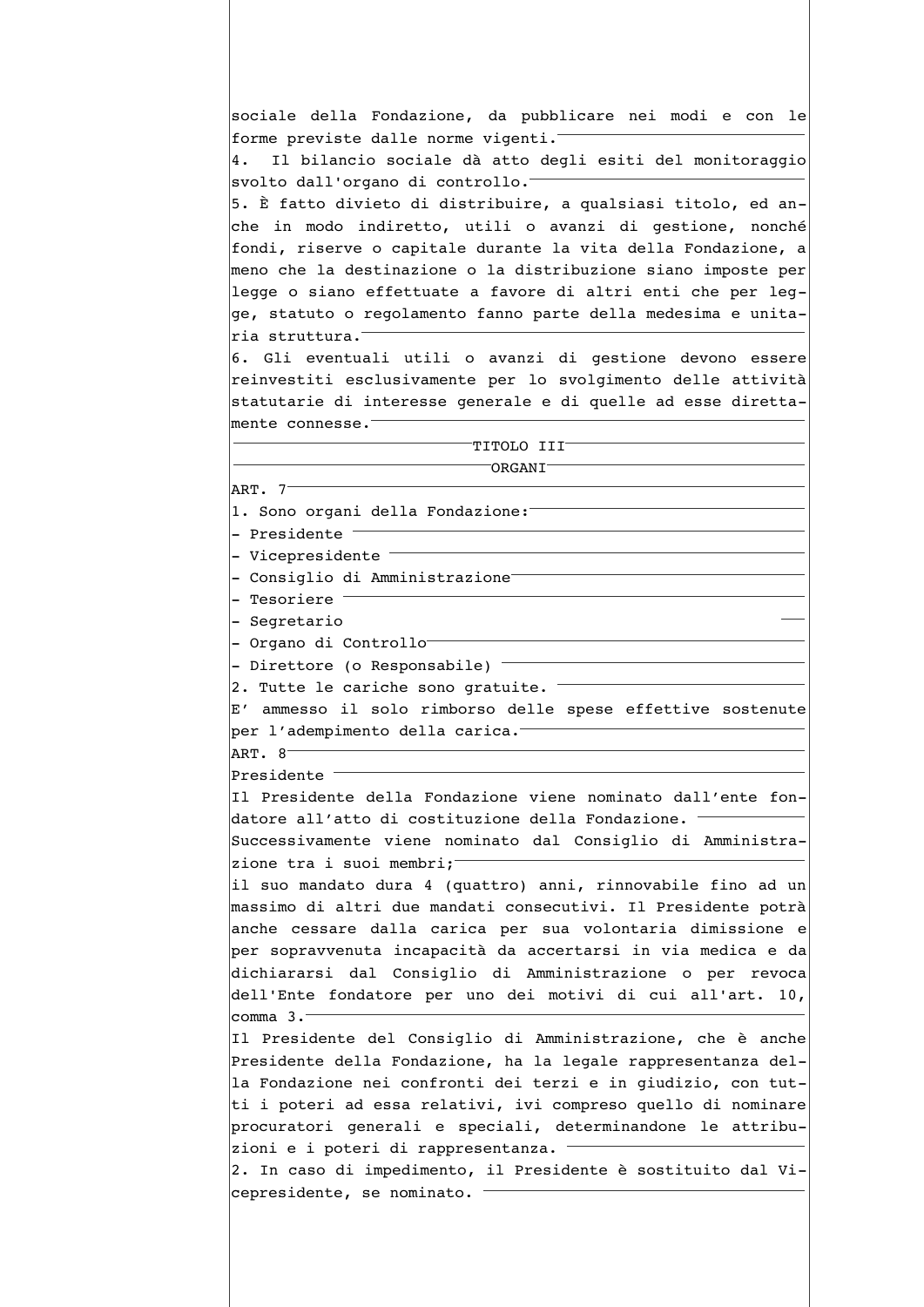sociale della Fondazione, da pubblicare nei modi e con le forme previste dalle norme vigenti.

4. Il bilancio sociale dà atto degli esiti del monitoraggio svolto dall'organo di controllo.

5. È fatto divieto di distribuire, a qualsiasi titolo, ed anche in modo indiretto, utili o avanzi di gestione, nonché fondi, riserve o capitale durante la vita della Fondazione, a meno che la destinazione o la distribuzione siano imposte per legge o siano effettuate a favore di altri enti che per legge, statuto o regolamento fanno parte della medesima e unitaria struttura.

6. Gli eventuali utili o avanzi di gestione devono essere reinvestiti esclusivamente per lo svolgimento delle attività statutarie di interesse generale e di quelle ad esse direttamente connesse.

## TITOLO III
## ORGANI

### ART. 7

1. Sono organi della Fondazione:
- Presidente
- Vicepresidente
- Consiglio di Amministrazione
- Tesoriere
- Segretario
- Organo di Controllo
- Direttore (o Responsabile)

2. Tutte le cariche sono gratuite.

E' ammesso il solo rimborso delle spese effettive sostenute per l'adempimento della carica.

### ART. 8

Presidente

Il Presidente della Fondazione viene nominato dall'ente fondatore all'atto di costituzione della Fondazione.

Successivamente viene nominato dal Consiglio di Amministrazione tra i suoi membri;

il suo mandato dura 4 (quattro) anni, rinnovabile fino ad un massimo di altri due mandati consecutivi. Il Presidente potrà anche cessare dalla carica per sua volontaria dimissione e per sopravvenuta incapacità da accertarsi in via medica e da dichiararsi dal Consiglio di Amministrazione o per revoca dell'Ente fondatore per uno dei motivi di cui all'art. 10, comma 3.

Il Presidente del Consiglio di Amministrazione, che è anche Presidente della Fondazione, ha la legale rappresentanza della Fondazione nei confronti dei terzi e in giudizio, con tutti i poteri ad essa relativi, ivi compreso quello di nominare procuratori generali e speciali, determinandone le attribuzioni e i poteri di rappresentanza.

2. In caso di impedimento, il Presidente è sostituito dal Vicepresidente, se nominato.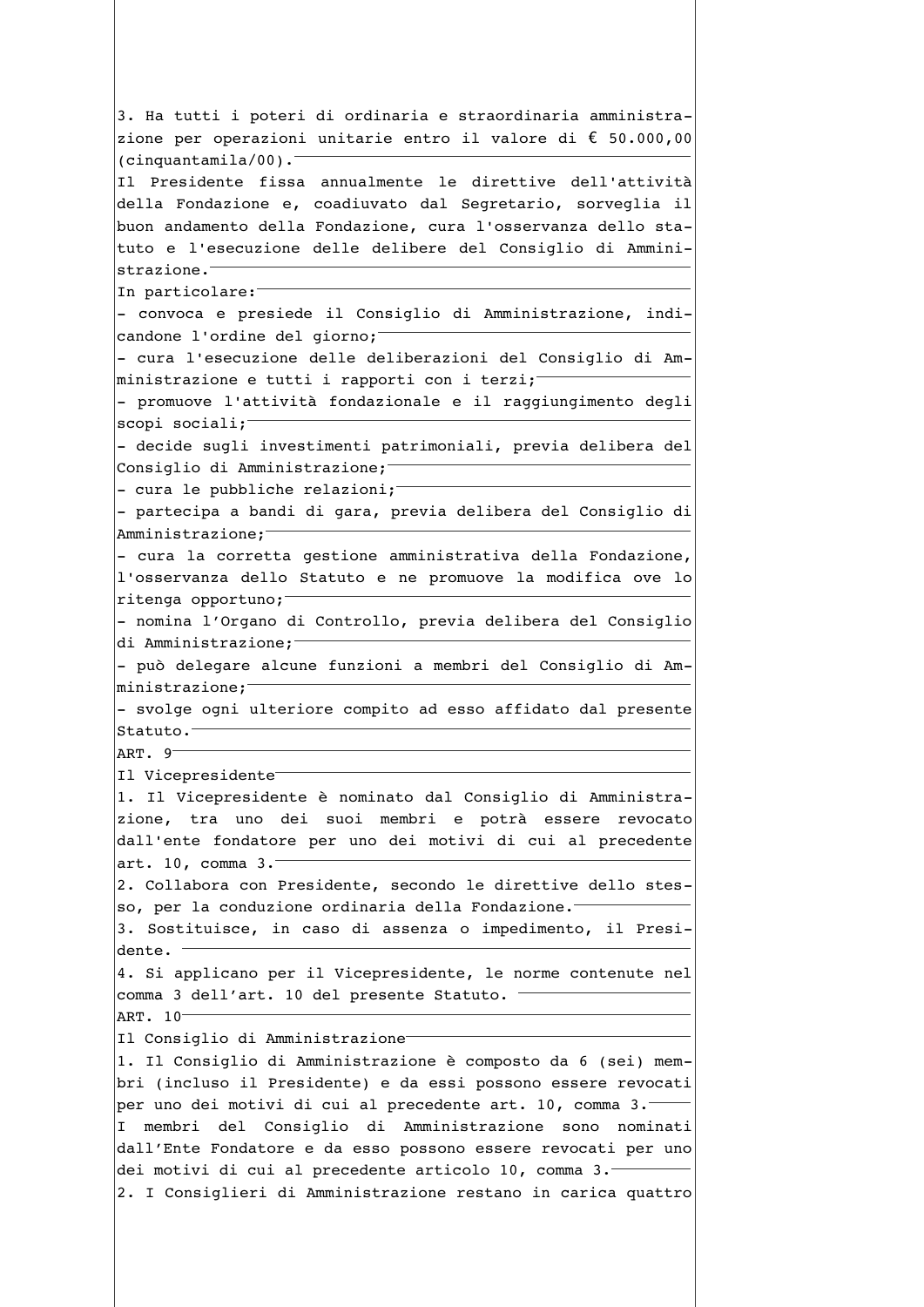3. Ha tutti i poteri di ordinaria e straordinaria amministrazione per operazioni unitarie entro il valore di € 50.000,00 (cinquantamila/00).

Il Presidente fissa annualmente le direttive dell'attività della Fondazione e, coadiuvato dal Segretario, sorveglia il buon andamento della Fondazione, cura l'osservanza dello statuto e l'esecuzione delle delibere del Consiglio di Amministrazione.

In particolare:

- convoca e presiede il Consiglio di Amministrazione, indicandone l'ordine del giorno;
- cura l'esecuzione delle deliberazioni del Consiglio di Amministrazione e tutti i rapporti con i terzi;
- promuove l'attività fondazionale e il raggiungimento degli scopi sociali;
- decide sugli investimenti patrimoniali, previa delibera del Consiglio di Amministrazione;
- cura le pubbliche relazioni;
- partecipa a bandi di gara, previa delibera del Consiglio di Amministrazione;
- cura la corretta gestione amministrativa della Fondazione, l'osservanza dello Statuto e ne promuove la modifica ove lo ritenga opportuno;
- nomina l'Organo di Controllo, previa delibera del Consiglio di Amministrazione;
- può delegare alcune funzioni a membri del Consiglio di Amministrazione;
- svolge ogni ulteriore compito ad esso affidato dal presente Statuto.

ART. 9

Il Vicepresidente

1. Il Vicepresidente è nominato dal Consiglio di Amministrazione, tra uno dei suoi membri e potrà essere revocato dall'ente fondatore per uno dei motivi di cui al precedente art. 10, comma 3.

2. Collabora con Presidente, secondo le direttive dello stesso, per la conduzione ordinaria della Fondazione.

3. Sostituisce, in caso di assenza o impedimento, il Presidente.

4. Si applicano per il Vicepresidente, le norme contenute nel comma 3 dell'art. 10 del presente Statuto.

ART. 10

Il Consiglio di Amministrazione

1. Il Consiglio di Amministrazione è composto da 6 (sei) membri (incluso il Presidente) e da essi possono essere revocati per uno dei motivi di cui al precedente art. 10, comma 3.

I membri del Consiglio di Amministrazione sono nominati dall'Ente Fondatore e da esso possono essere revocati per uno dei motivi di cui al precedente articolo 10, comma 3.

2. I Consiglieri di Amministrazione restano in carica quattro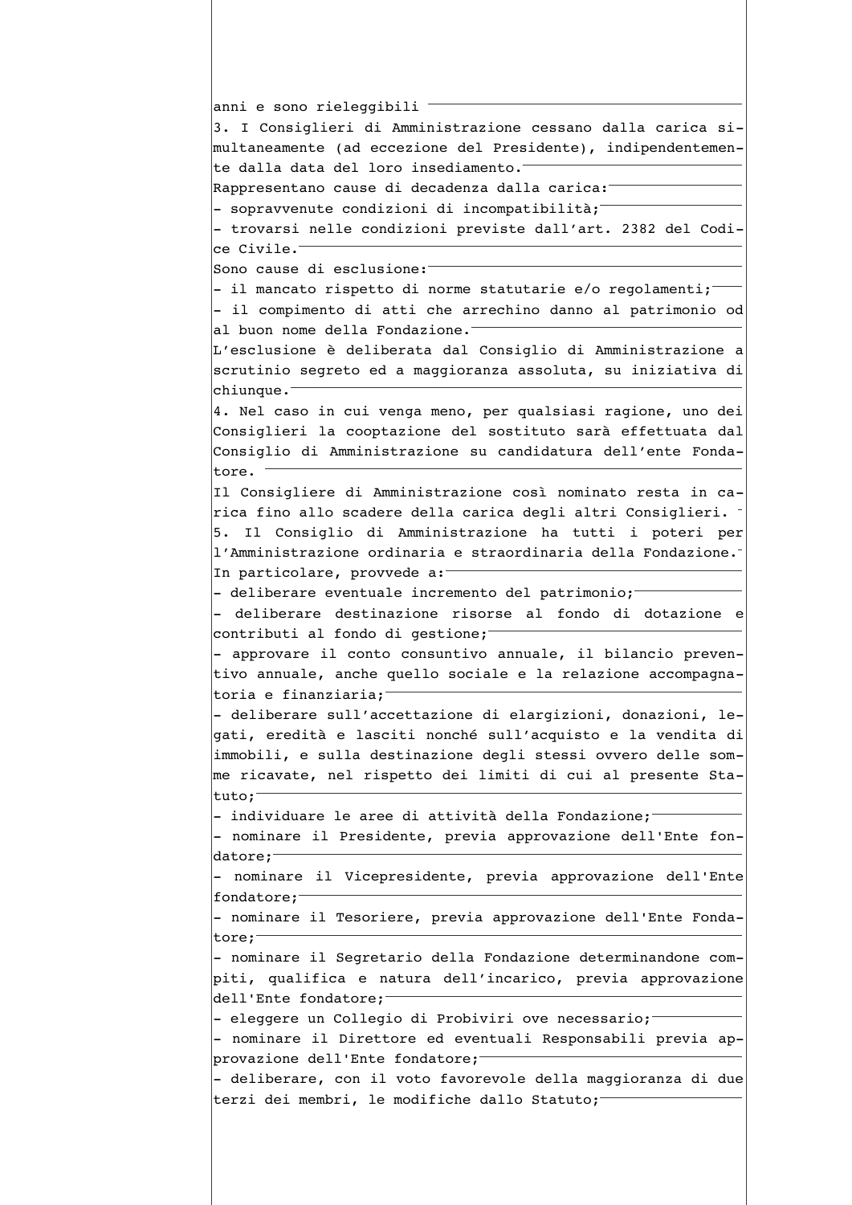anni e sono rieleggibili

3. I Consiglieri di Amministrazione cessano dalla carica simultaneamente (ad eccezione del Presidente), indipendentemente dalla data del loro insediamento.

Rappresentano cause di decadenza dalla carica:

- sopravvenute condizioni di incompatibilità;
- trovarsi nelle condizioni previste dall'art. 2382 del Codice Civile.

Sono cause di esclusione:

- il mancato rispetto di norme statutarie e/o regolamenti;
- il compimento di atti che arrechino danno al patrimonio od al buon nome della Fondazione.

L'esclusione è deliberata dal Consiglio di Amministrazione a scrutinio segreto ed a maggioranza assoluta, su iniziativa di chiunque.

4. Nel caso in cui venga meno, per qualsiasi ragione, uno dei Consiglieri la cooptazione del sostituto sarà effettuata dal Consiglio di Amministrazione su candidatura dell'ente Fondatore.

Il Consigliere di Amministrazione così nominato resta in carica fino allo scadere della carica degli altri Consiglieri.

5. Il Consiglio di Amministrazione ha tutti i poteri per l'Amministrazione ordinaria e straordinaria della Fondazione.

In particolare, provvede a:

- deliberare eventuale incremento del patrimonio;
- deliberare destinazione risorse al fondo di dotazione e contributi al fondo di gestione;
- approvare il conto consuntivo annuale, il bilancio preventivo annuale, anche quello sociale e la relazione accompagnatoria e finanziaria;
- deliberare sull'accettazione di elargizioni, donazioni, legati, eredità e lasciti nonché sull'acquisto e la vendita di immobili, e sulla destinazione degli stessi ovvero delle somme ricavate, nel rispetto dei limiti di cui al presente Statuto;
- individuare le aree di attività della Fondazione;
- nominare il Presidente, previa approvazione dell'Ente fondatore;
- nominare il Vicepresidente, previa approvazione dell'Ente fondatore;
- nominare il Tesoriere, previa approvazione dell'Ente Fondatore;
- nominare il Segretario della Fondazione determinandone compiti, qualifica e natura dell'incarico, previa approvazione dell'Ente fondatore;
- eleggere un Collegio di Probiviri ove necessario;
- nominare il Direttore ed eventuali Responsabili previa approvazione dell'Ente fondatore;
- deliberare, con il voto favorevole della maggioranza di due terzi dei membri, le modifiche dallo Statuto;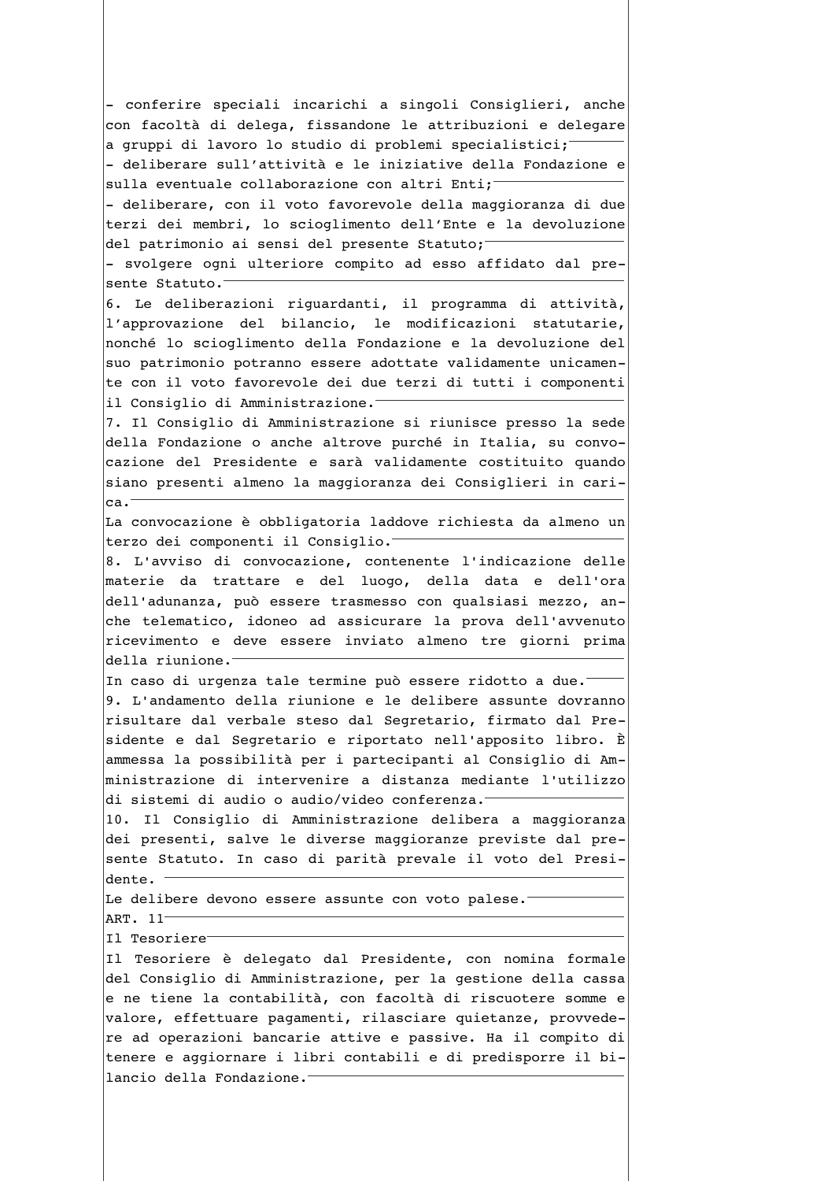- conferire speciali incarichi a singoli Consiglieri, anche con facoltà di delega, fissandone le attribuzioni e delegare a gruppi di lavoro lo studio di problemi specialistici;
- deliberare sull'attività e le iniziative della Fondazione e sulla eventuale collaborazione con altri Enti;
- deliberare, con il voto favorevole della maggioranza di due terzi dei membri, lo scioglimento dell'Ente e la devoluzione del patrimonio ai sensi del presente Statuto;
- svolgere ogni ulteriore compito ad esso affidato dal presente Statuto.

6. Le deliberazioni riguardanti, il programma di attività, l'approvazione del bilancio, le modificazioni statutarie, nonché lo scioglimento della Fondazione e la devoluzione del suo patrimonio potranno essere adottate validamente unicamente con il voto favorevole dei due terzi di tutti i componenti il Consiglio di Amministrazione.

7. Il Consiglio di Amministrazione si riunisce presso la sede della Fondazione o anche altrove purché in Italia, su convocazione del Presidente e sarà validamente costituito quando siano presenti almeno la maggioranza dei Consiglieri in carica.

La convocazione è obbligatoria laddove richiesta da almeno un terzo dei componenti il Consiglio.

8. L'avviso di convocazione, contenente l'indicazione delle materie da trattare e del luogo, della data e dell'ora dell'adunanza, può essere trasmesso con qualsiasi mezzo, anche telematico, idoneo ad assicurare la prova dell'avvenuto ricevimento e deve essere inviato almeno tre giorni prima della riunione.

In caso di urgenza tale termine può essere ridotto a due.

9. L'andamento della riunione e le delibere assunte dovranno risultare dal verbale steso dal Segretario, firmato dal Presidente e dal Segretario e riportato nell'apposito libro. È ammessa la possibilità per i partecipanti al Consiglio di Amministrazione di intervenire a distanza mediante l'utilizzo di sistemi di audio o audio/video conferenza.

10. Il Consiglio di Amministrazione delibera a maggioranza dei presenti, salve le diverse maggioranze previste dal presente Statuto. In caso di parità prevale il voto del Presidente.

Le delibere devono essere assunte con voto palese.

## ART. 11

### Il Tesoriere

Il Tesoriere è delegato dal Presidente, con nomina formale del Consiglio di Amministrazione, per la gestione della cassa e ne tiene la contabilità, con facoltà di riscuotere somme e valore, effettuare pagamenti, rilasciare quietanze, provvedere ad operazioni bancarie attive e passive. Ha il compito di tenere e aggiornare i libri contabili e di predisporre il bilancio della Fondazione.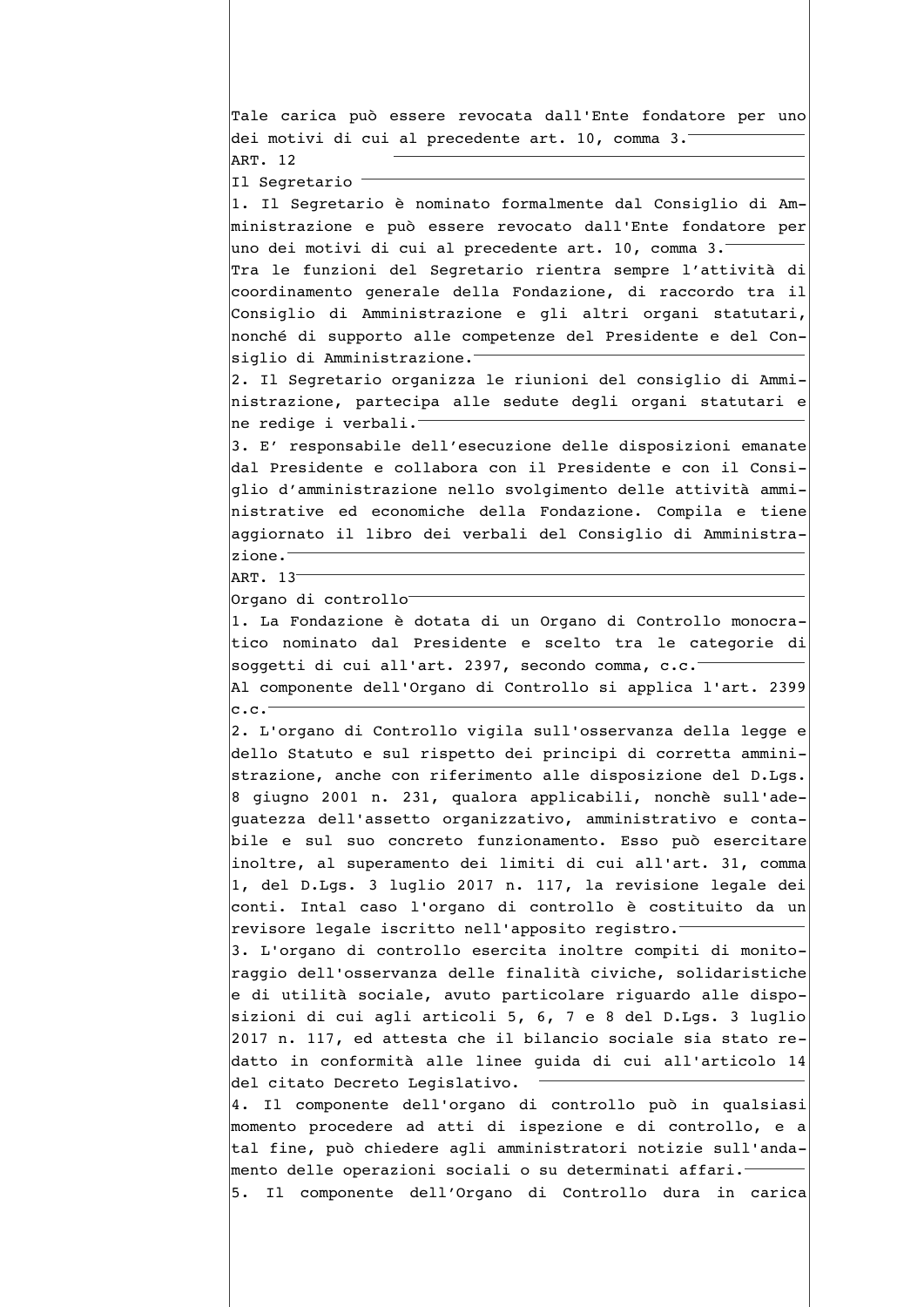Tale carica può essere revocata dall'Ente fondatore per uno dei motivi di cui al precedente art. 10, comma 3.

ART. 12

Il Segretario

1. Il Segretario è nominato formalmente dal Consiglio di Amministrazione e può essere revocato dall'Ente fondatore per uno dei motivi di cui al precedente art. 10, comma 3.
Tra le funzioni del Segretario rientra sempre l'attività di coordinamento generale della Fondazione, di raccordo tra il Consiglio di Amministrazione e gli altri organi statutari, nonché di supporto alle competenze del Presidente e del Consiglio di Amministrazione.
2. Il Segretario organizza le riunioni del consiglio di Amministrazione, partecipa alle sedute degli organi statutari e ne redige i verbali.
3. E' responsabile dell'esecuzione delle disposizioni emanate dal Presidente e collabora con il Presidente e con il Consiglio d'amministrazione nello svolgimento delle attività amministrative ed economiche della Fondazione. Compila e tiene aggiornato il libro dei verbali del Consiglio di Amministrazione.

ART. 13

Organo di controllo

1. La Fondazione è dotata di un Organo di Controllo monocratico nominato dal Presidente e scelto tra le categorie di soggetti di cui all'art. 2397, secondo comma, c.c.
Al componente dell'Organo di Controllo si applica l'art. 2399 c.c.
2. L'organo di Controllo vigila sull'osservanza della legge e dello Statuto e sul rispetto dei principi di corretta amministrazione, anche con riferimento alle disposizione del D.Lgs. 8 giugno 2001 n. 231, qualora applicabili, nonchè sull'adeguatezza dell'assetto organizzativo, amministrativo e contabile e sul suo concreto funzionamento. Esso può esercitare inoltre, al superamento dei limiti di cui all'art. 31, comma 1, del D.Lgs. 3 luglio 2017 n. 117, la revisione legale dei conti. Intal caso l'organo di controllo è costituito da un revisore legale iscritto nell'apposito registro.
3. L'organo di controllo esercita inoltre compiti di monitoraggio dell'osservanza delle finalità civiche, solidaristiche e di utilità sociale, avuto particolare riguardo alle disposizioni di cui agli articoli 5, 6, 7 e 8 del D.Lgs. 3 luglio 2017 n. 117, ed attesta che il bilancio sociale sia stato redatto in conformità alle linee guida di cui all'articolo 14 del citato Decreto Legislativo.
4. Il componente dell'organo di controllo può in qualsiasi momento procedere ad atti di ispezione e di controllo, e a tal fine, può chiedere agli amministratori notizie sull'andamento delle operazioni sociali o su determinati affari.
5. Il componente dell'Organo di Controllo dura in carica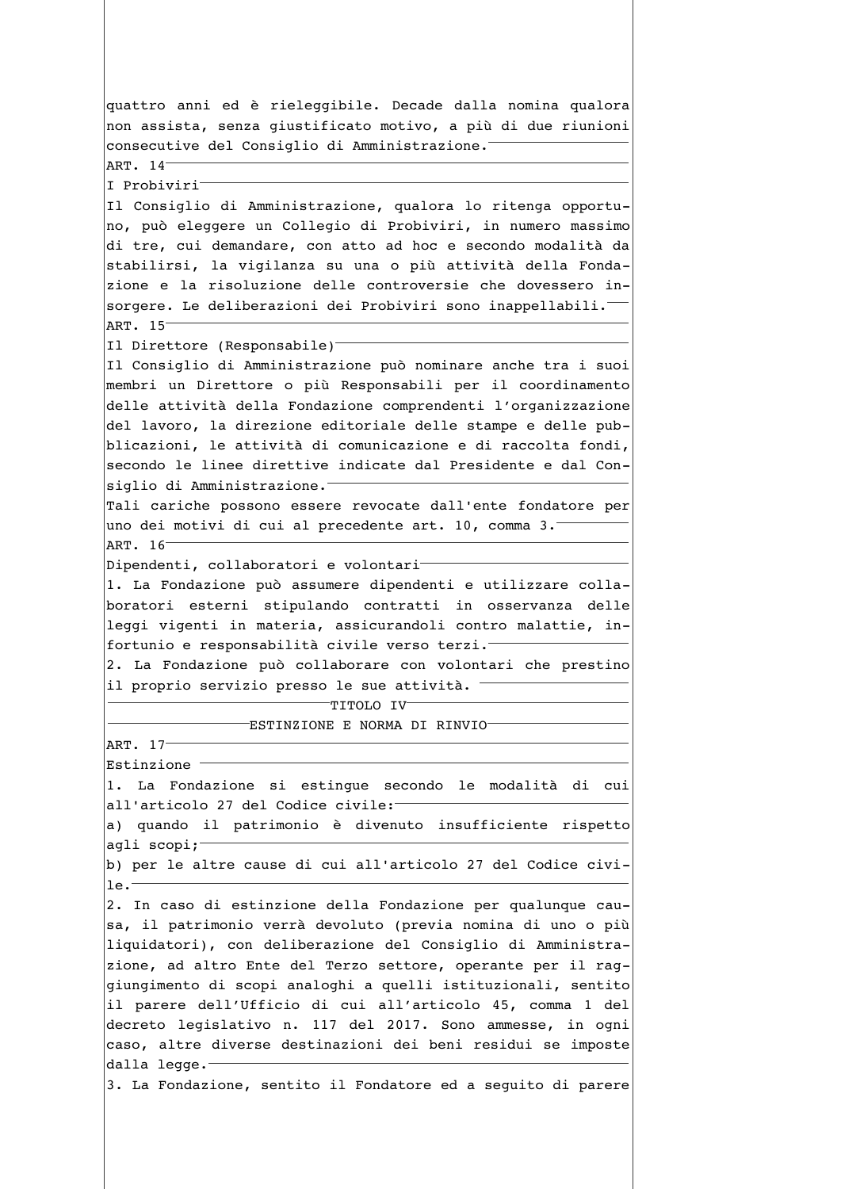quattro anni ed è rieleggibile. Decade dalla nomina qualora non assista, senza giustificato motivo, a più di due riunioni consecutive del Consiglio di Amministrazione.

ART. 14

I Probiviri

Il Consiglio di Amministrazione, qualora lo ritenga opportuno, può eleggere un Collegio di Probiviri, in numero massimo di tre, cui demandare, con atto ad hoc e secondo modalità da stabilirsi, la vigilanza su una o più attività della Fondazione e la risoluzione delle controversie che dovessero insorgere. Le deliberazioni dei Probiviri sono inappellabili.

ART. 15

Il Direttore (Responsabile)

Il Consiglio di Amministrazione può nominare anche tra i suoi membri un Direttore o più Responsabili per il coordinamento delle attività della Fondazione comprendenti l'organizzazione del lavoro, la direzione editoriale delle stampe e delle pubblicazioni, le attività di comunicazione e di raccolta fondi, secondo le linee direttive indicate dal Presidente e dal Consiglio di Amministrazione.

Tali cariche possono essere revocate dall'ente fondatore per uno dei motivi di cui al precedente art. 10, comma 3.

ART. 16

Dipendenti, collaboratori e volontari

1. La Fondazione può assumere dipendenti e utilizzare collaboratori esterni stipulando contratti in osservanza delle leggi vigenti in materia, assicurandoli contro malattie, infortunio e responsabilità civile verso terzi.

2. La Fondazione può collaborare con volontari che prestino il proprio servizio presso le sue attività.

## TITOLO IV

## ESTINZIONE E NORMA DI RINVIO

ART. 17

Estinzione

1. La Fondazione si estingue secondo le modalità di cui all'articolo 27 del Codice civile:

a) quando il patrimonio è divenuto insufficiente rispetto agli scopi;

b) per le altre cause di cui all'articolo 27 del Codice civile.

2. In caso di estinzione della Fondazione per qualunque causa, il patrimonio verrà devoluto (previa nomina di uno o più liquidatori), con deliberazione del Consiglio di Amministrazione, ad altro Ente del Terzo settore, operante per il raggiungimento di scopi analoghi a quelli istituzionali, sentito il parere dell'Ufficio di cui all'articolo 45, comma 1 del decreto legislativo n. 117 del 2017. Sono ammesse, in ogni caso, altre diverse destinazioni dei beni residui se imposte dalla legge.

3. La Fondazione, sentito il Fondatore ed a seguito di parere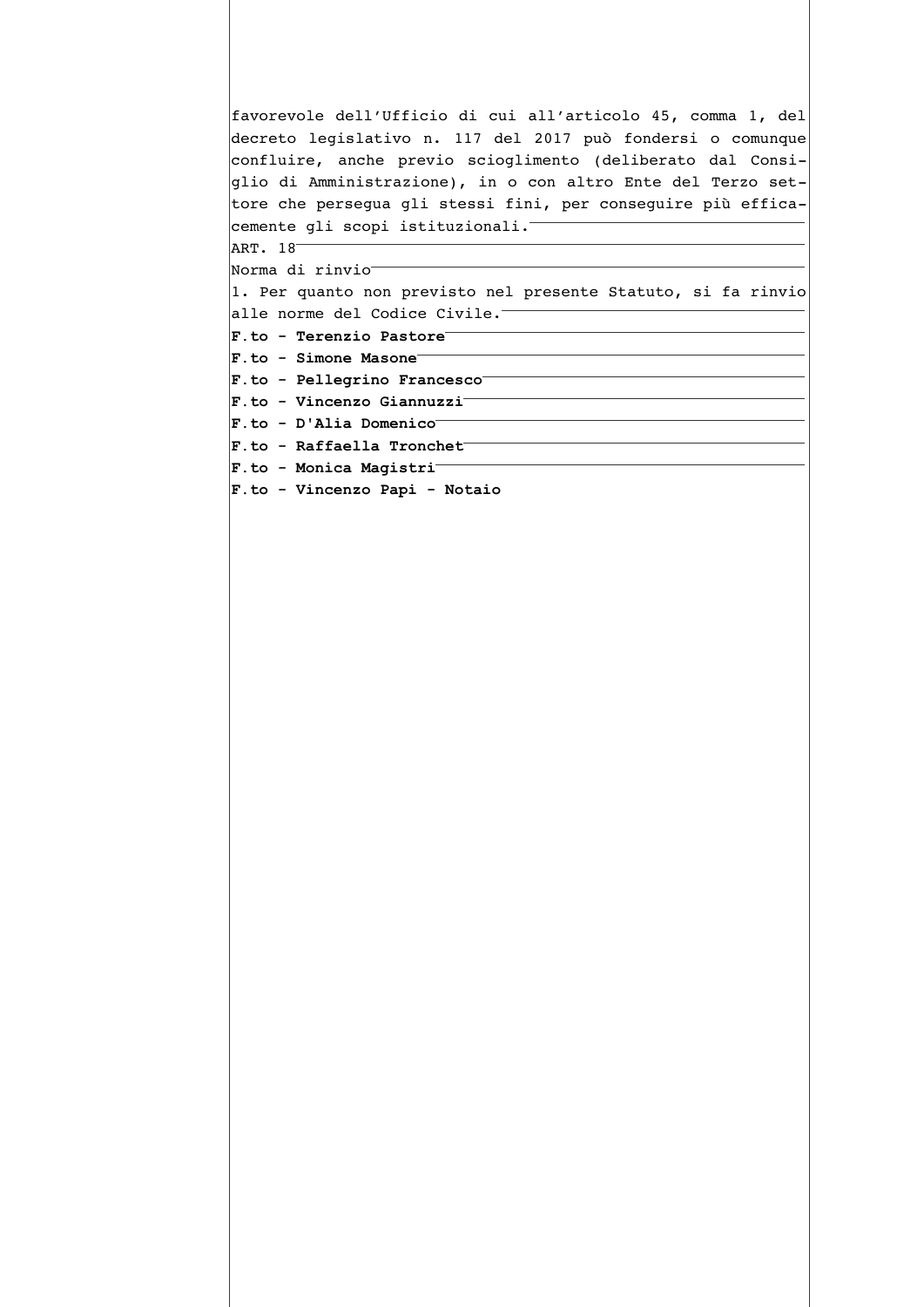favorevole dell'Ufficio di cui all'articolo 45, comma 1, del decreto legislativo n. 117 del 2017 può fondersi o comunque confluire, anche previo scioglimento (deliberato dal Consiglio di Amministrazione), in o con altro Ente del Terzo settore che persegua gli stessi fini, per conseguire più efficacemente gli scopi istituzionali.

ART. 18

Norma di rinvio

1. Per quanto non previsto nel presente Statuto, si fa rinvio alle norme del Codice Civile.

**F.to - Terenzio Pastore**

**F.to - Simone Masone**

**F.to - Pellegrino Francesco**

**F.to - Vincenzo Giannuzzi**

**F.to - D'Alia Domenico**

**F.to - Raffaella Tronchet**

**F.to - Monica Magistri**

**F.to - Vincenzo Papi - Notaio**